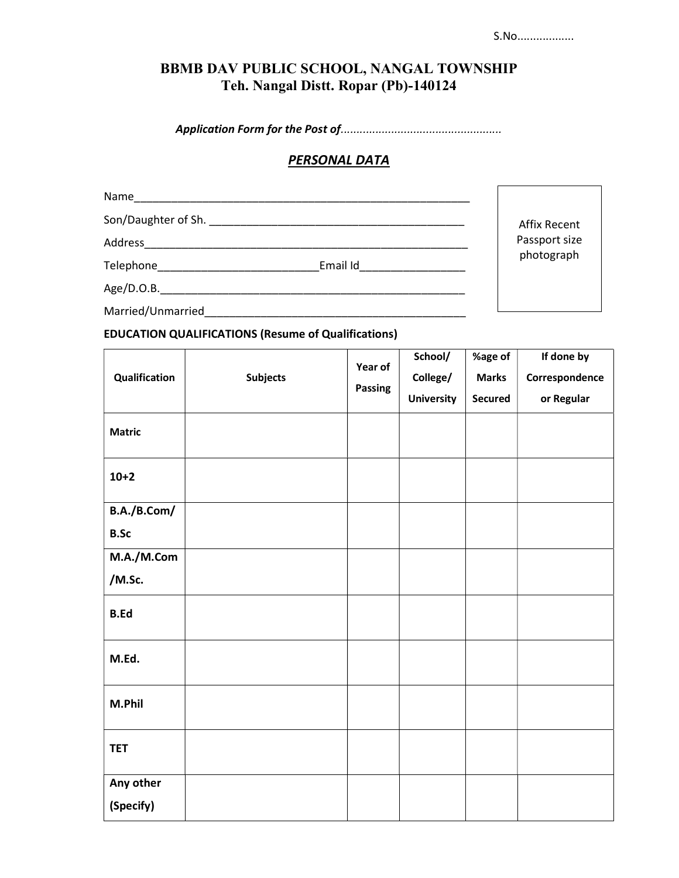S.No..................

# BBMB DAV PUBLIC SCHOOL, NANGAL TOWNSHIP

## Teh. Nangal Distt. Ropar (Pb)-140124

***Application Form for the Post of***..................................................

## ***PERSONAL DATA***

Name________________________________________________________

Son/Daughter of Sh. __________________________________________

Address______________________________________________________

Telephone__________________________Email Id_________________

Age/D.O.B.___________________________________________________

Married/Unmarried___________________________________________

Affix Recent Passport size photograph

**EDUCATION QUALIFICATIONS (Resume of Qualifications)**

| Qualification | Subjects | Year of Passing | School/ College/ University | %age of Marks Secured | If done by Correspondence or Regular |
|---|---|---|---|---|---|
| **Matric** | | | | | |
| **10+2** | | | | | |
| **B.A./B.Com/ B.Sc** | | | | | |
| **M.A./M.Com /M.Sc.** | | | | | |
| **B.Ed** | | | | | |
| **M.Ed.** | | | | | |
| **M.Phil** | | | | | |
| **TET** | | | | | |
| **Any other (Specify)** | | | | | |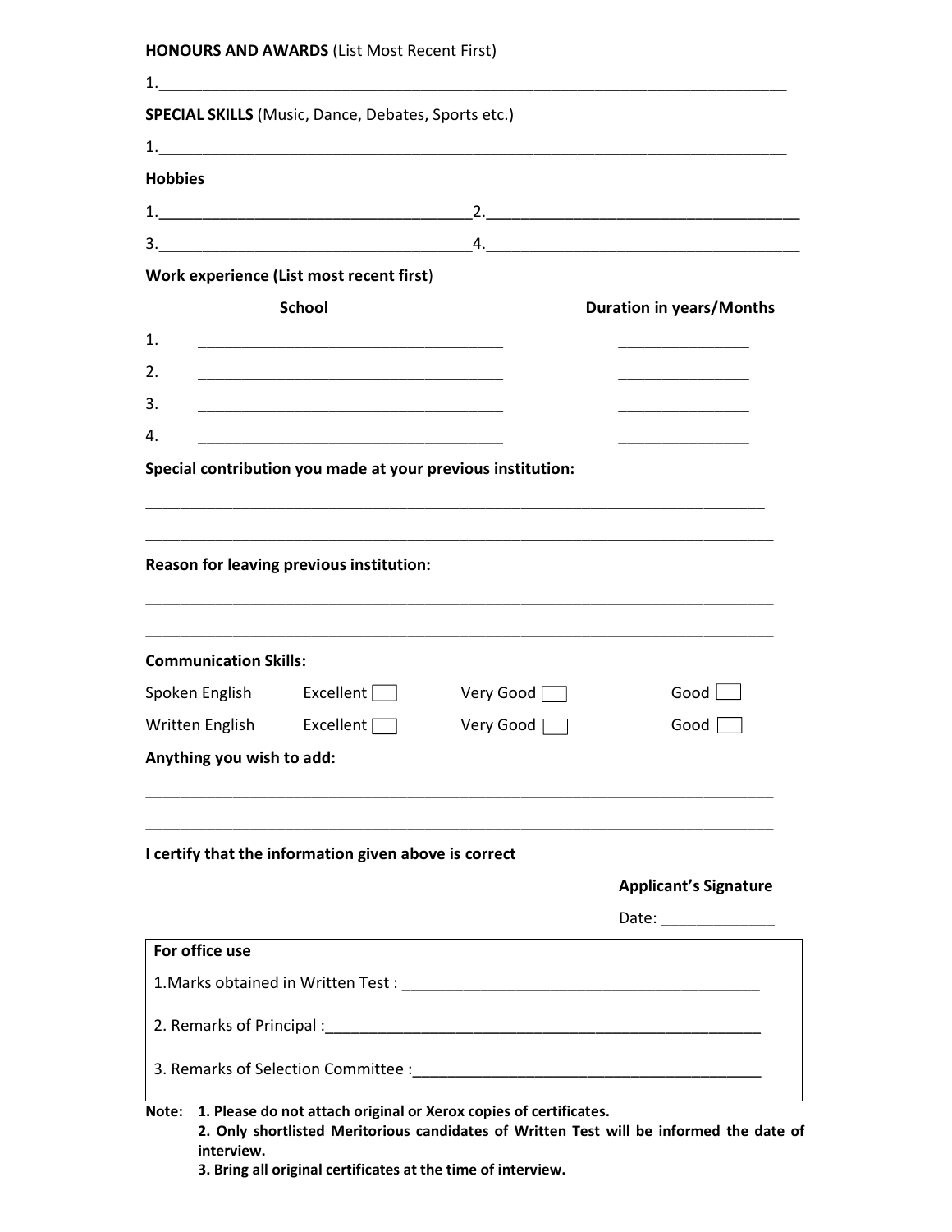**HONOURS AND AWARDS** (List Most Recent First)

1.___________________________________________________________________________

**SPECIAL SKILLS** (Music, Dance, Debates, Sports etc.)

1.___________________________________________________________________________

**Hobbies**

1.____________________________________2.____________________________________

3.____________________________________4.____________________________________

**Work experience (List most recent first**)

| | School | Duration in years/Months |
|---|---|---|
| 1. | ____________________________________ | _______________ |
| 2. | ____________________________________ | _______________ |
| 3. | ____________________________________ | _______________ |
| 4. | ____________________________________ | _______________ |

**Special contribution you made at your previous institution:**

___________________________________________________________________________

___________________________________________________________________________

**Reason for leaving previous institution:**

___________________________________________________________________________

___________________________________________________________________________

**Communication Skills:**

| | | | |
|---|---|---|---|
| Spoken English | Excellent ☐ | Very Good ☐ | Good ☐ |
| Written English | Excellent ☐ | Very Good ☐ | Good ☐ |

**Anything you wish to add:**

___________________________________________________________________________

___________________________________________________________________________

**I certify that the information given above is correct**

**Applicant's Signature**

Date: _____________

**For office use**

1.Marks obtained in Written Test : ________________________________________

2. Remarks of Principal :_____________________________________________________

3. Remarks of Selection Committee :_________________________________________

**Note: 1. Please do not attach original or Xerox copies of certificates.**

**2. Only shortlisted Meritorious candidates of Written Test will be informed the date of interview.**

**3. Bring all original certificates at the time of interview.**